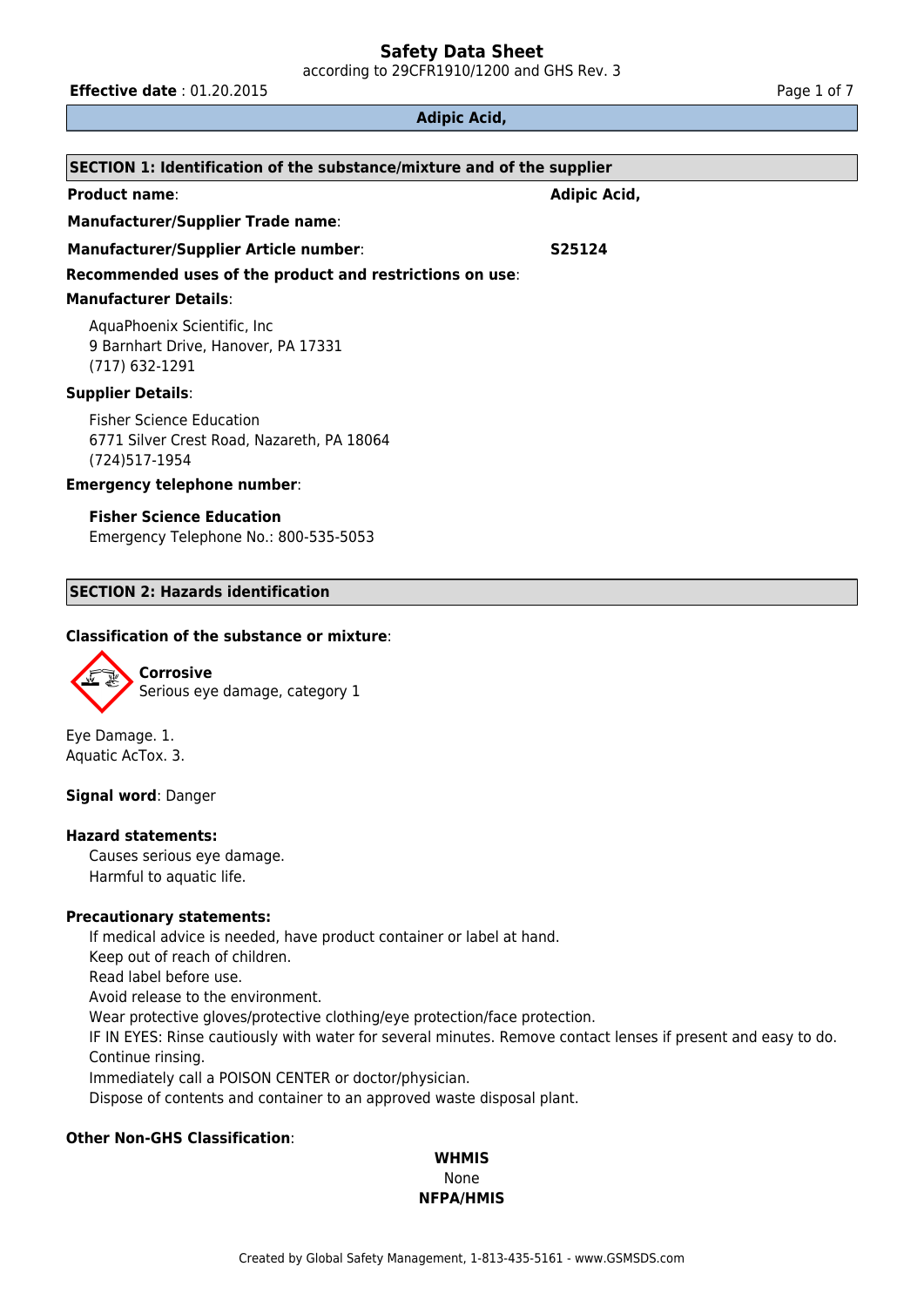# Safety Data Sheet

according to 29CFR1910/1200 and GHS Rev. 3

**Effective date** : 01.20.2015

**Adipic Acid,**

## SECTION 1: Identification of the substance/mixture and of the supplier

**Product name**: **Adipic Acid,**

**Manufacturer/Supplier Trade name**:

**Manufacturer/Supplier Article number**: **S25124**

**Recommended uses of the product and restrictions on use**:

**Manufacturer Details**:

AquaPhoenix Scientific, Inc
9 Barnhart Drive, Hanover, PA 17331
(717) 632-1291

**Supplier Details**:

Fisher Science Education
6771 Silver Crest Road, Nazareth, PA 18064
(724)517-1954

**Emergency telephone number**:

**Fisher Science Education**
Emergency Telephone No.: 800-535-5053

## SECTION 2: Hazards identification

**Classification of the substance or mixture**:

**Corrosive**
Serious eye damage, category 1

Eye Damage. 1.
Aquatic AcTox. 3.

**Signal word**: Danger

**Hazard statements:**

Causes serious eye damage.
Harmful to aquatic life.

**Precautionary statements:**

If medical advice is needed, have product container or label at hand.
Keep out of reach of children.
Read label before use.
Avoid release to the environment.
Wear protective gloves/protective clothing/eye protection/face protection.
IF IN EYES: Rinse cautiously with water for several minutes. Remove contact lenses if present and easy to do. Continue rinsing.
Immediately call a POISON CENTER or doctor/physician.
Dispose of contents and container to an approved waste disposal plant.

**Other Non-GHS Classification**:

**WHMIS**
None
**NFPA/HMIS**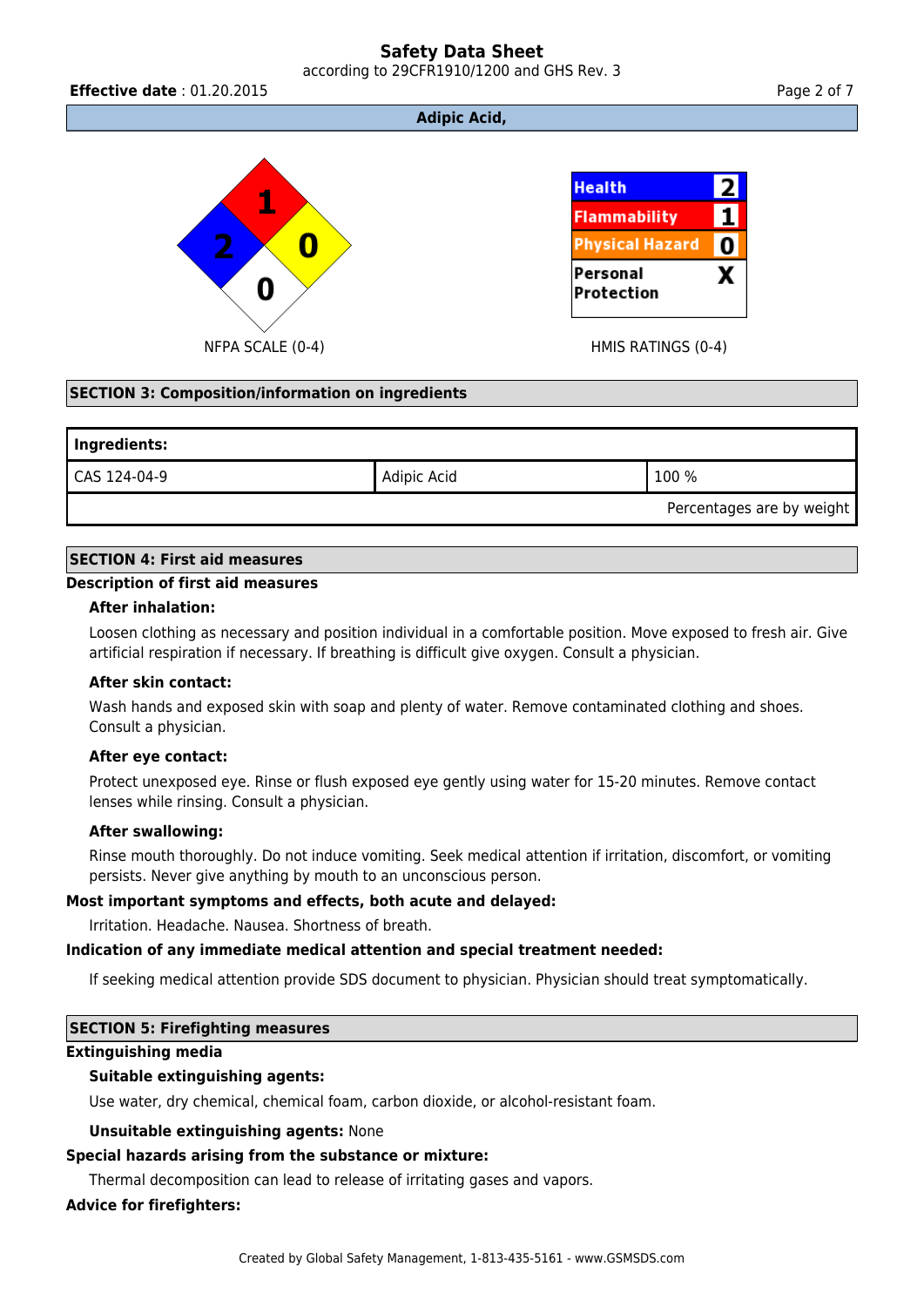**Adipic Acid,**

NFPA SCALE (0-4): Health 2, Flammability 1, Instability 0, Special 0

HMIS RATINGS (0-4)

| Category | Rating |
|---|---|
| Health | 2 |
| Flammability | 1 |
| Physical Hazard | 0 |
| Personal Protection | X |

## SECTION 3: Composition/information on ingredients

| Ingredients: | | |
|---|---|---|
| CAS 124-04-9 | Adipic Acid | 100 % |
| | | Percentages are by weight |

## SECTION 4: First aid measures

**Description of first aid measures**

**After inhalation:**

Loosen clothing as necessary and position individual in a comfortable position. Move exposed to fresh air. Give artificial respiration if necessary. If breathing is difficult give oxygen. Consult a physician.

**After skin contact:**

Wash hands and exposed skin with soap and plenty of water. Remove contaminated clothing and shoes. Consult a physician.

**After eye contact:**

Protect unexposed eye. Rinse or flush exposed eye gently using water for 15-20 minutes. Remove contact lenses while rinsing. Consult a physician.

**After swallowing:**

Rinse mouth thoroughly. Do not induce vomiting. Seek medical attention if irritation, discomfort, or vomiting persists. Never give anything by mouth to an unconscious person.

**Most important symptoms and effects, both acute and delayed:**

Irritation. Headache. Nausea. Shortness of breath.

**Indication of any immediate medical attention and special treatment needed:**

If seeking medical attention provide SDS document to physician. Physician should treat symptomatically.

## SECTION 5: Firefighting measures

**Extinguishing media**

**Suitable extinguishing agents:**

Use water, dry chemical, chemical foam, carbon dioxide, or alcohol-resistant foam.

**Unsuitable extinguishing agents:** None

**Special hazards arising from the substance or mixture:**

Thermal decomposition can lead to release of irritating gases and vapors.

**Advice for firefighters:**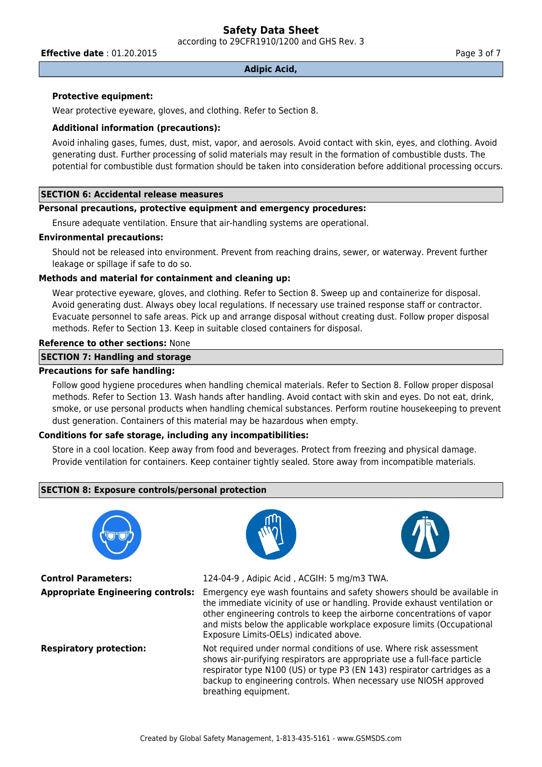**Protective equipment:**

Wear protective eyeware, gloves, and clothing. Refer to Section 8.

**Additional information (precautions):**

Avoid inhaling gases, fumes, dust, mist, vapor, and aerosols. Avoid contact with skin, eyes, and clothing. Avoid generating dust. Further processing of solid materials may result in the formation of combustible dusts. The potential for combustible dust formation should be taken into consideration before additional processing occurs.

## SECTION 6: Accidental release measures

**Personal precautions, protective equipment and emergency procedures:**

Ensure adequate ventilation. Ensure that air-handling systems are operational.

**Environmental precautions:**

Should not be released into environment. Prevent from reaching drains, sewer, or waterway. Prevent further leakage or spillage if safe to do so.

**Methods and material for containment and cleaning up:**

Wear protective eyeware, gloves, and clothing. Refer to Section 8. Sweep up and containerize for disposal. Avoid generating dust. Always obey local regulations. If necessary use trained response staff or contractor. Evacuate personnel to safe areas. Pick up and arrange disposal without creating dust. Follow proper disposal methods. Refer to Section 13. Keep in suitable closed containers for disposal.

**Reference to other sections:** None

## SECTION 7: Handling and storage

**Precautions for safe handling:**

Follow good hygiene procedures when handling chemical materials. Refer to Section 8. Follow proper disposal methods. Refer to Section 13. Wash hands after handling. Avoid contact with skin and eyes. Do not eat, drink, smoke, or use personal products when handling chemical substances. Perform routine housekeeping to prevent dust generation. Containers of this material may be hazardous when empty.

**Conditions for safe storage, including any incompatibilities:**

Store in a cool location. Keep away from food and beverages. Protect from freezing and physical damage. Provide ventilation for containers. Keep container tightly sealed. Store away from incompatible materials.

## SECTION 8: Exposure controls/personal protection

**Control Parameters:** 124-04-9 , Adipic Acid , ACGIH: 5 mg/m3 TWA.

**Appropriate Engineering controls:** Emergency eye wash fountains and safety showers should be available in the immediate vicinity of use or handling. Provide exhaust ventilation or other engineering controls to keep the airborne concentrations of vapor and mists below the applicable workplace exposure limits (Occupational Exposure Limits-OELs) indicated above.

**Respiratory protection:** Not required under normal conditions of use. Where risk assessment shows air-purifying respirators are appropriate use a full-face particle respirator type N100 (US) or type P3 (EN 143) respirator cartridges as a backup to engineering controls. When necessary use NIOSH approved breathing equipment.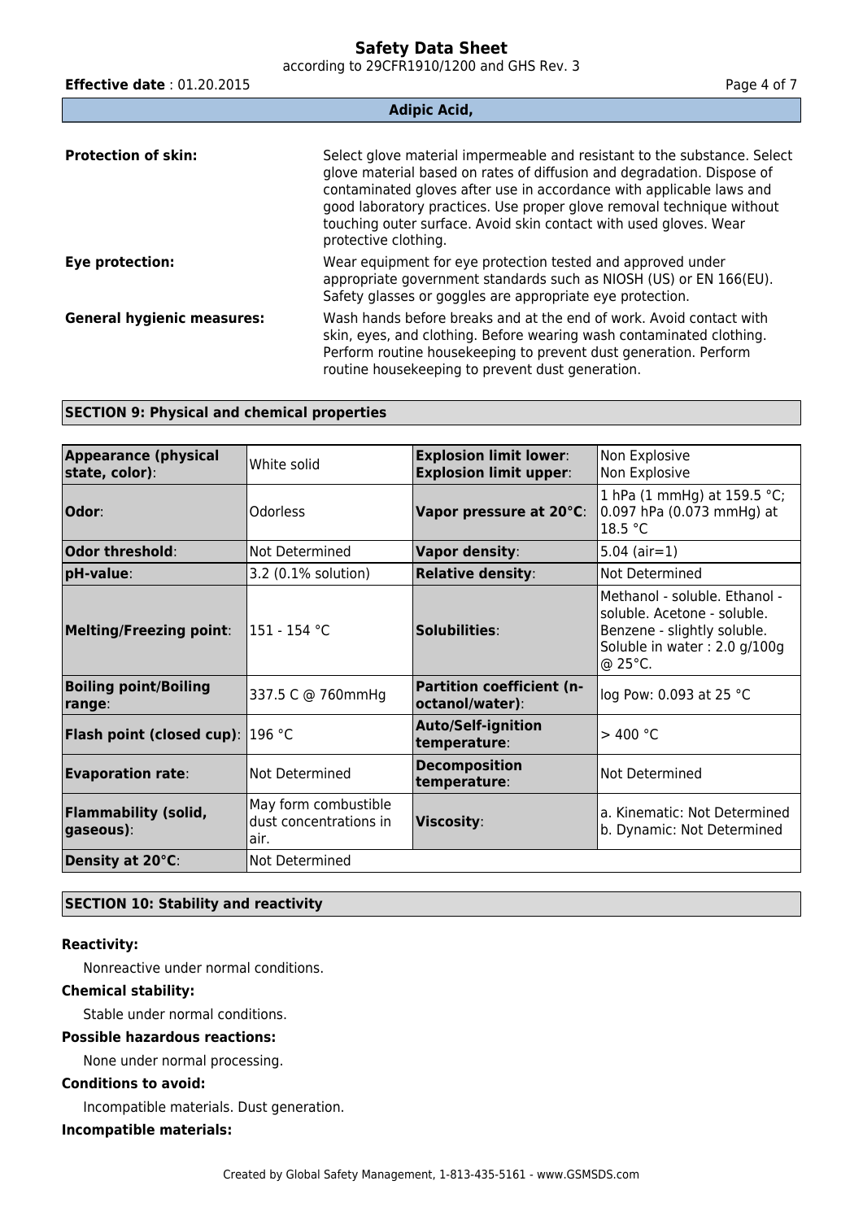**Protection of skin:** Select glove material impermeable and resistant to the substance. Select glove material based on rates of diffusion and degradation. Dispose of contaminated gloves after use in accordance with applicable laws and good laboratory practices. Use proper glove removal technique without touching outer surface. Avoid skin contact with used gloves. Wear protective clothing.

**Eye protection:** Wear equipment for eye protection tested and approved under appropriate government standards such as NIOSH (US) or EN 166(EU). Safety glasses or goggles are appropriate eye protection.

**General hygienic measures:** Wash hands before breaks and at the end of work. Avoid contact with skin, eyes, and clothing. Before wearing wash contaminated clothing. Perform routine housekeeping to prevent dust generation. Perform routine housekeeping to prevent dust generation.

## SECTION 9: Physical and chemical properties

| | | | |
|---|---|---|---|
| **Appearance (physical state, color)**: | White solid | **Explosion limit lower**: **Explosion limit upper**: | Non Explosive Non Explosive |
| **Odor**: | Odorless | **Vapor pressure at 20°C**: | 1 hPa (1 mmHg) at 159.5 °C; 0.097 hPa (0.073 mmHg) at 18.5 °C |
| **Odor threshold**: | Not Determined | **Vapor density**: | 5.04 (air=1) |
| **pH-value**: | 3.2 (0.1% solution) | **Relative density**: | Not Determined |
| **Melting/Freezing point**: | 151 - 154 °C | **Solubilities**: | Methanol - soluble. Ethanol - soluble. Acetone - soluble. Benzene - slightly soluble. Soluble in water : 2.0 g/100g @ 25°C. |
| **Boiling point/Boiling range**: | 337.5 C @ 760mmHg | **Partition coefficient (n-octanol/water)**: | log Pow: 0.093 at 25 °C |
| **Flash point (closed cup)**: | 196 °C | **Auto/Self-ignition temperature**: | > 400 °C |
| **Evaporation rate**: | Not Determined | **Decomposition temperature**: | Not Determined |
| **Flammability (solid, gaseous)**: | May form combustible dust concentrations in air. | **Viscosity**: | a. Kinematic: Not Determined b. Dynamic: Not Determined |
| **Density at 20°C**: | Not Determined | | |

## SECTION 10: Stability and reactivity

**Reactivity:**

Nonreactive under normal conditions.

**Chemical stability:**

Stable under normal conditions.

**Possible hazardous reactions:**

None under normal processing.

**Conditions to avoid:**

Incompatible materials. Dust generation.

**Incompatible materials:**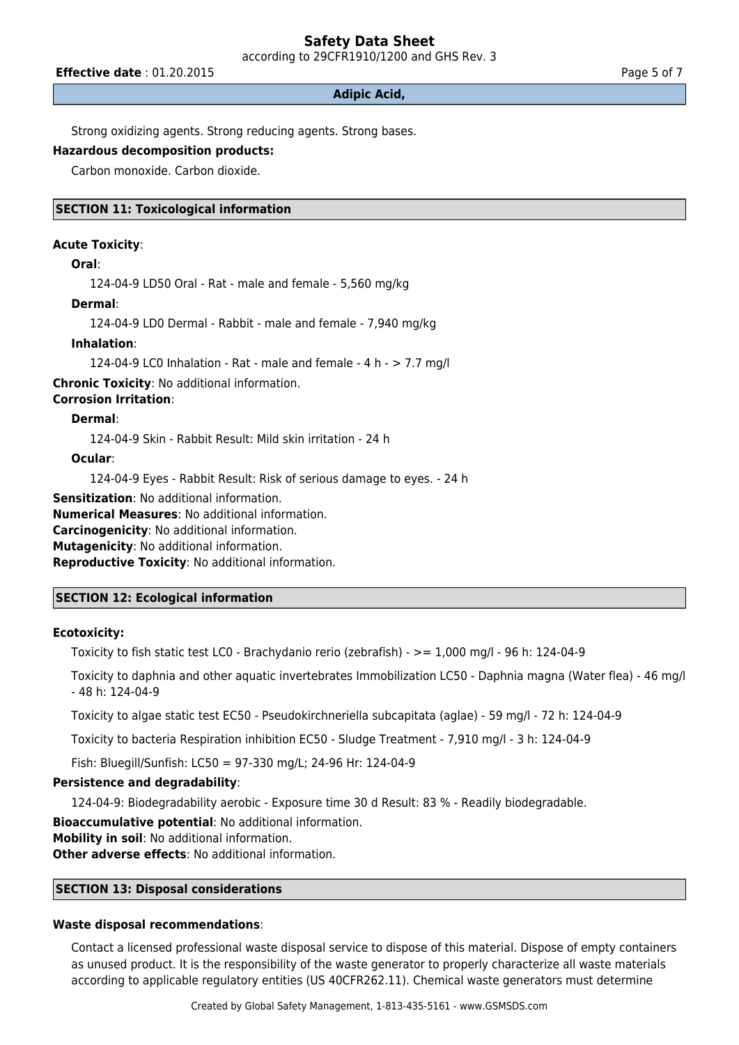Strong oxidizing agents. Strong reducing agents. Strong bases.

**Hazardous decomposition products:**

Carbon monoxide. Carbon dioxide.

## SECTION 11: Toxicological information

**Acute Toxicity**:

**Oral**:

124-04-9 LD50 Oral - Rat - male and female - 5,560 mg/kg

**Dermal**:

124-04-9 LD0 Dermal - Rabbit - male and female - 7,940 mg/kg

**Inhalation**:

124-04-9 LC0 Inhalation - Rat - male and female - 4 h - > 7.7 mg/l

**Chronic Toxicity**: No additional information.

**Corrosion Irritation**:

**Dermal**:

124-04-9 Skin - Rabbit Result: Mild skin irritation - 24 h

**Ocular**:

124-04-9 Eyes - Rabbit Result: Risk of serious damage to eyes. - 24 h

**Sensitization**: No additional information.
**Numerical Measures**: No additional information.
**Carcinogenicity**: No additional information.
**Mutagenicity**: No additional information.
**Reproductive Toxicity**: No additional information.

## SECTION 12: Ecological information

**Ecotoxicity:**

Toxicity to fish static test LC0 - Brachydanio rerio (zebrafish) - >= 1,000 mg/l - 96 h: 124-04-9

Toxicity to daphnia and other aquatic invertebrates Immobilization LC50 - Daphnia magna (Water flea) - 46 mg/l - 48 h: 124-04-9

Toxicity to algae static test EC50 - Pseudokirchneriella subcapitata (aglae) - 59 mg/l - 72 h: 124-04-9

Toxicity to bacteria Respiration inhibition EC50 - Sludge Treatment - 7,910 mg/l - 3 h: 124-04-9

Fish: Bluegill/Sunfish: LC50 = 97-330 mg/L; 24-96 Hr: 124-04-9

**Persistence and degradability**:

124-04-9: Biodegradability aerobic - Exposure time 30 d Result: 83 % - Readily biodegradable.

**Bioaccumulative potential**: No additional information.
**Mobility in soil**: No additional information.
**Other adverse effects**: No additional information.

## SECTION 13: Disposal considerations

**Waste disposal recommendations**:

Contact a licensed professional waste disposal service to dispose of this material. Dispose of empty containers as unused product. It is the responsibility of the waste generator to properly characterize all waste materials according to applicable regulatory entities (US 40CFR262.11). Chemical waste generators must determine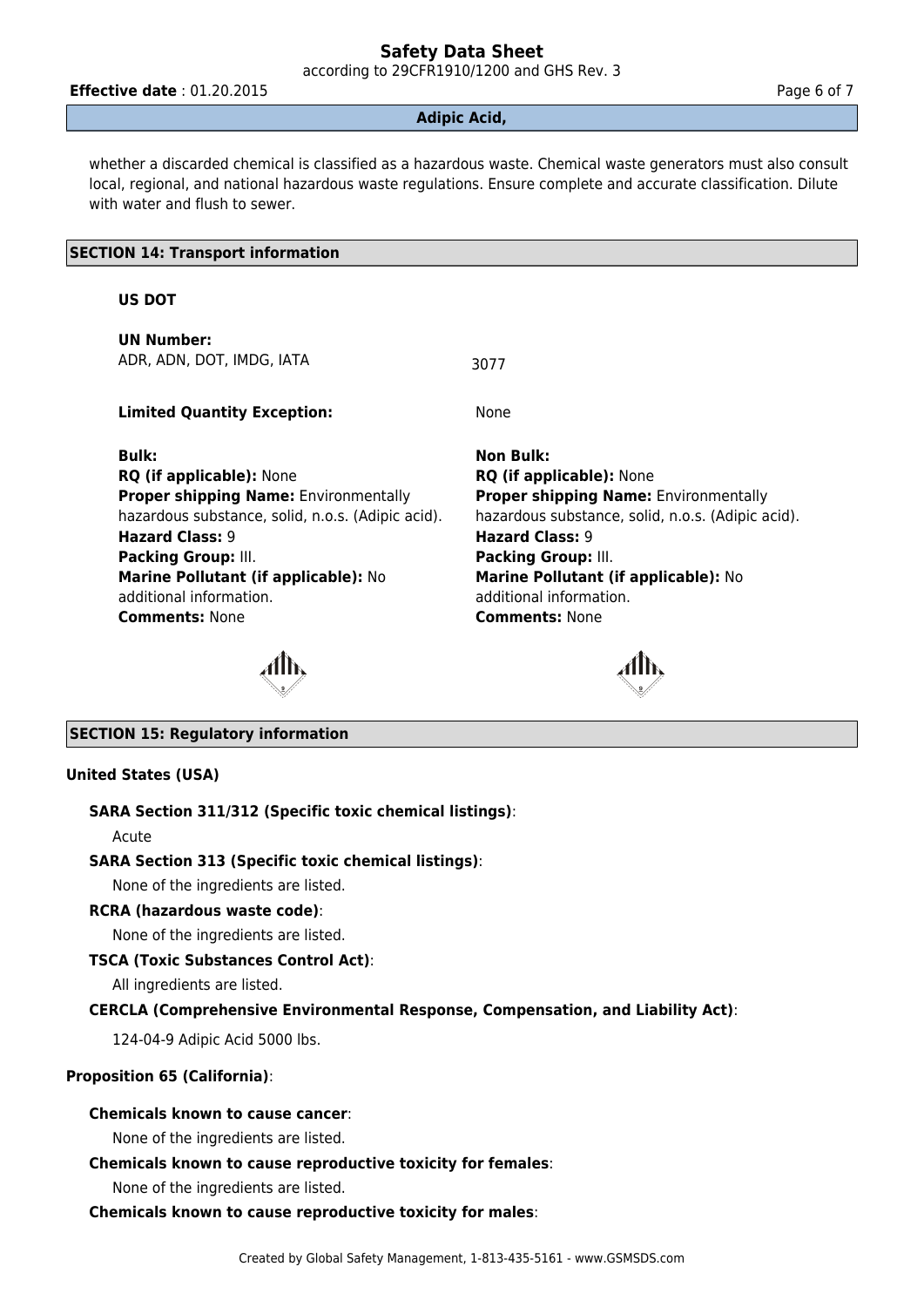whether a discarded chemical is classified as a hazardous waste. Chemical waste generators must also consult local, regional, and national hazardous waste regulations. Ensure complete and accurate classification. Dilute with water and flush to sewer.

## SECTION 14: Transport information

**US DOT**

**UN Number:**
ADR, ADN, DOT, IMDG, IATA 3077

**Limited Quantity Exception:** None

**Bulk:**
**RQ (if applicable):** None
**Proper shipping Name:** Environmentally hazardous substance, solid, n.o.s. (Adipic acid).
**Hazard Class:** 9
**Packing Group:** III.
**Marine Pollutant (if applicable):** No additional information.
**Comments:** None

**Non Bulk:**
**RQ (if applicable):** None
**Proper shipping Name:** Environmentally hazardous substance, solid, n.o.s. (Adipic acid).
**Hazard Class:** 9
**Packing Group:** III.
**Marine Pollutant (if applicable):** No additional information.
**Comments:** None

## SECTION 15: Regulatory information

**United States (USA)**

**SARA Section 311/312 (Specific toxic chemical listings)**:

Acute

**SARA Section 313 (Specific toxic chemical listings)**:

None of the ingredients are listed.

**RCRA (hazardous waste code)**:

None of the ingredients are listed.

**TSCA (Toxic Substances Control Act)**:

All ingredients are listed.

**CERCLA (Comprehensive Environmental Response, Compensation, and Liability Act)**:

124-04-9 Adipic Acid 5000 lbs.

**Proposition 65 (California)**:

**Chemicals known to cause cancer**:

None of the ingredients are listed.

**Chemicals known to cause reproductive toxicity for females**:

None of the ingredients are listed.

**Chemicals known to cause reproductive toxicity for males**: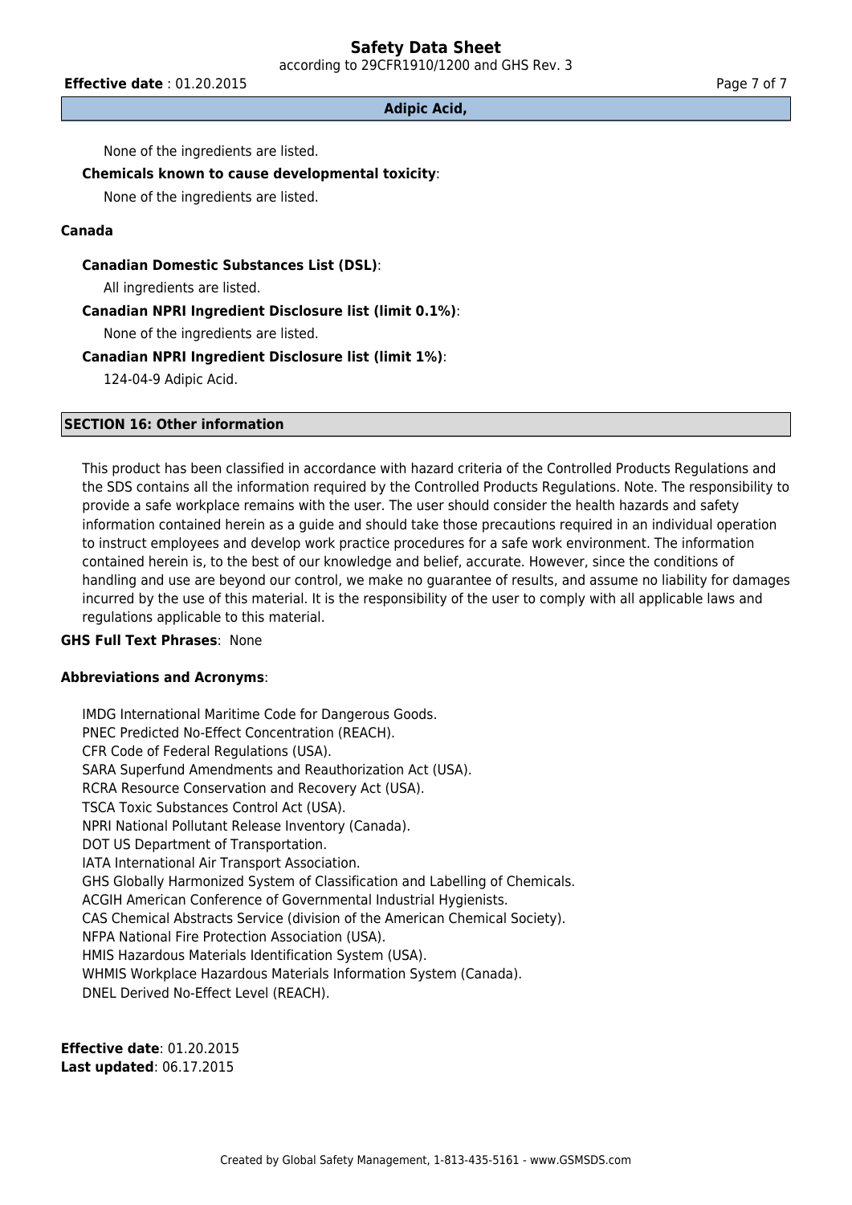None of the ingredients are listed.

**Chemicals known to cause developmental toxicity**:

None of the ingredients are listed.

**Canada**

**Canadian Domestic Substances List (DSL)**:

All ingredients are listed.

**Canadian NPRI Ingredient Disclosure list (limit 0.1%)**:

None of the ingredients are listed.

**Canadian NPRI Ingredient Disclosure list (limit 1%)**:

124-04-9 Adipic Acid.

## SECTION 16: Other information

This product has been classified in accordance with hazard criteria of the Controlled Products Regulations and the SDS contains all the information required by the Controlled Products Regulations. Note. The responsibility to provide a safe workplace remains with the user. The user should consider the health hazards and safety information contained herein as a guide and should take those precautions required in an individual operation to instruct employees and develop work practice procedures for a safe work environment. The information contained herein is, to the best of our knowledge and belief, accurate. However, since the conditions of handling and use are beyond our control, we make no guarantee of results, and assume no liability for damages incurred by the use of this material. It is the responsibility of the user to comply with all applicable laws and regulations applicable to this material.

**GHS Full Text Phrases**: None

**Abbreviations and Acronyms**:

IMDG International Maritime Code for Dangerous Goods.
PNEC Predicted No-Effect Concentration (REACH).
CFR Code of Federal Regulations (USA).
SARA Superfund Amendments and Reauthorization Act (USA).
RCRA Resource Conservation and Recovery Act (USA).
TSCA Toxic Substances Control Act (USA).
NPRI National Pollutant Release Inventory (Canada).
DOT US Department of Transportation.
IATA International Air Transport Association.
GHS Globally Harmonized System of Classification and Labelling of Chemicals.
ACGIH American Conference of Governmental Industrial Hygienists.
CAS Chemical Abstracts Service (division of the American Chemical Society).
NFPA National Fire Protection Association (USA).
HMIS Hazardous Materials Identification System (USA).
WHMIS Workplace Hazardous Materials Information System (Canada).
DNEL Derived No-Effect Level (REACH).

**Effective date**: 01.20.2015
**Last updated**: 06.17.2015